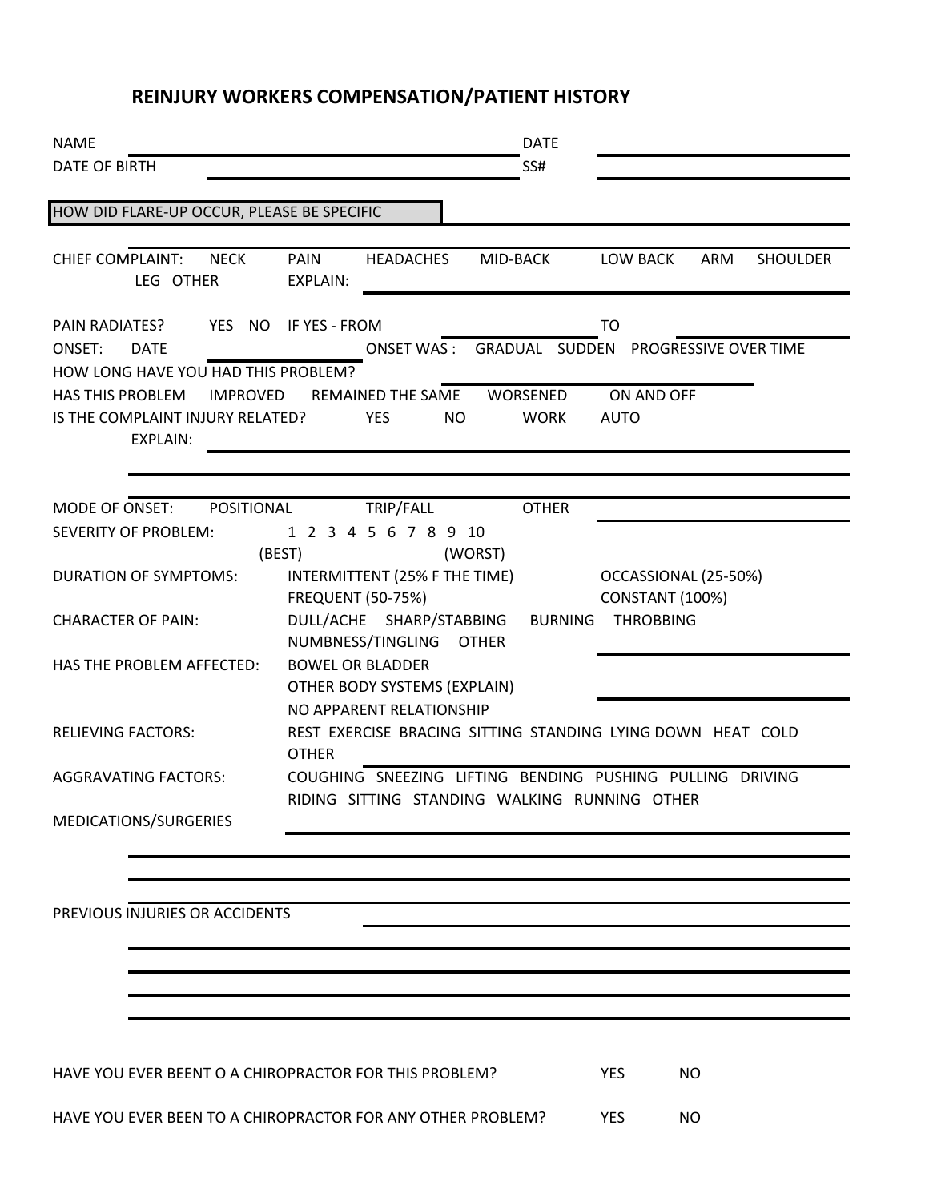# REINJURY WORKERS COMPENSATION/PATIENT HISTORY

NAME ______________________________ DATE ______________________

DATE OF BIRTH ______________________ SS# ______________________

HOW DID FLARE-UP OCCUR, PLEASE BE SPECIFIC ______________________________

______________________________________________________________

CHIEF COMPLAINT: NECK PAIN HEADACHES MID-BACK LOW BACK ARM SHOULDER LEG OTHER

EXPLAIN: ______________________________

PAIN RADIATES? YES NO IF YES - FROM ______________ TO ______________

ONSET: DATE ______________ ONSET WAS : GRADUAL SUDDEN PROGRESSIVE OVER TIME

HOW LONG HAVE YOU HAD THIS PROBLEM? ______________

HAS THIS PROBLEM IMPROVED REMAINED THE SAME WORSENED ON AND OFF

IS THE COMPLAINT INJURY RELATED? YES NO WORK AUTO

EXPLAIN: ______________________________

______________________________________________________________

MODE OF ONSET: POSITIONAL TRIP/FALL OTHER ______________

SEVERITY OF PROBLEM: 1 2 3 4 5 6 7 8 9 10 (BEST) (WORST) ______________

DURATION OF SYMPTOMS: INTERMITTENT (25% F THE TIME) OCCASSIONAL (25-50%) FREQUENT (50-75%) CONSTANT (100%)

CHARACTER OF PAIN: DULL/ACHE SHARP/STABBING BURNING THROBBING NUMBNESS/TINGLING OTHER ______________

HAS THE PROBLEM AFFECTED: BOWEL OR BLADDER ______________
OTHER BODY SYSTEMS (EXPLAIN) ______________
NO APPARENT RELATIONSHIP

RELIEVING FACTORS: REST EXERCISE BRACING SITTING STANDING LYING DOWN HEAT COLD OTHER ______________

AGGRAVATING FACTORS: COUGHING SNEEZING LIFTING BENDING PUSHING PULLING DRIVING RIDING SITTING STANDING WALKING RUNNING OTHER

MEDICATIONS/SURGERIES ______________________________

______________________________________________________________

______________________________________________________________

PREVIOUS INJURIES OR ACCIDENTS ______________________________

______________________________________________________________

______________________________________________________________

______________________________________________________________

______________________________________________________________

HAVE YOU EVER BEENT O A CHIROPRACTOR FOR THIS PROBLEM? YES NO

HAVE YOU EVER BEEN TO A CHIROPRACTOR FOR ANY OTHER PROBLEM? YES NO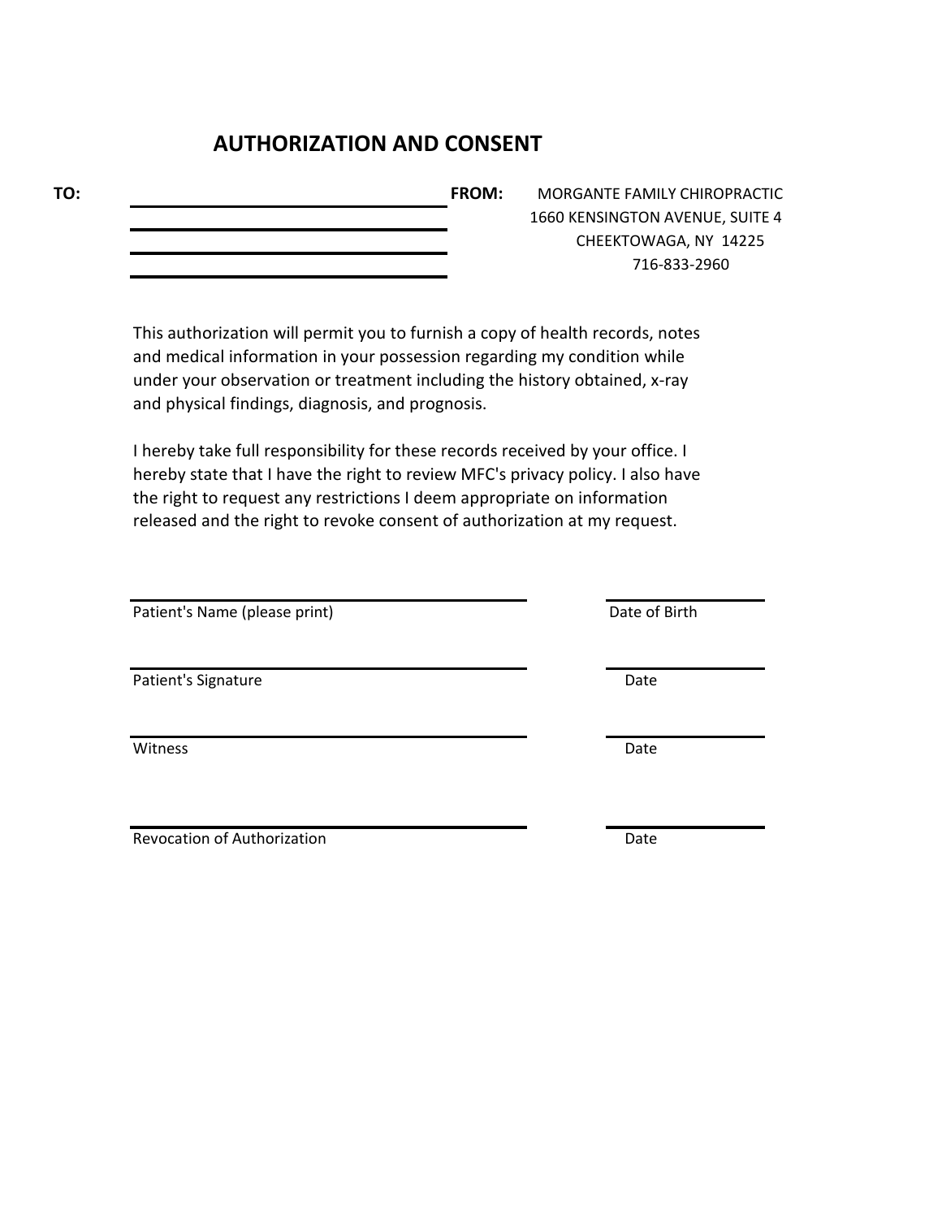# AUTHORIZATION AND CONSENT

**TO:** ______________________________

______________________________

______________________________

______________________________

**FROM:** MORGANTE FAMILY CHIROPRACTIC
1660 KENSINGTON AVENUE, SUITE 4
CHEEKTOWAGA, NY 14225
716-833-2960

This authorization will permit you to furnish a copy of health records, notes and medical information in your possession regarding my condition while under your observation or treatment including the history obtained, x-ray and physical findings, diagnosis, and prognosis.

I hereby take full responsibility for these records received by your office. I hereby state that I have the right to review MFC's privacy policy. I also have the right to request any restrictions I deem appropriate on information released and the right to revoke consent of authorization at my request.

______________________________ ______________
Patient's Name (please print) Date of Birth

______________________________ ______________
Patient's Signature Date

______________________________ ______________
Witness Date

______________________________ ______________
Revocation of Authorization Date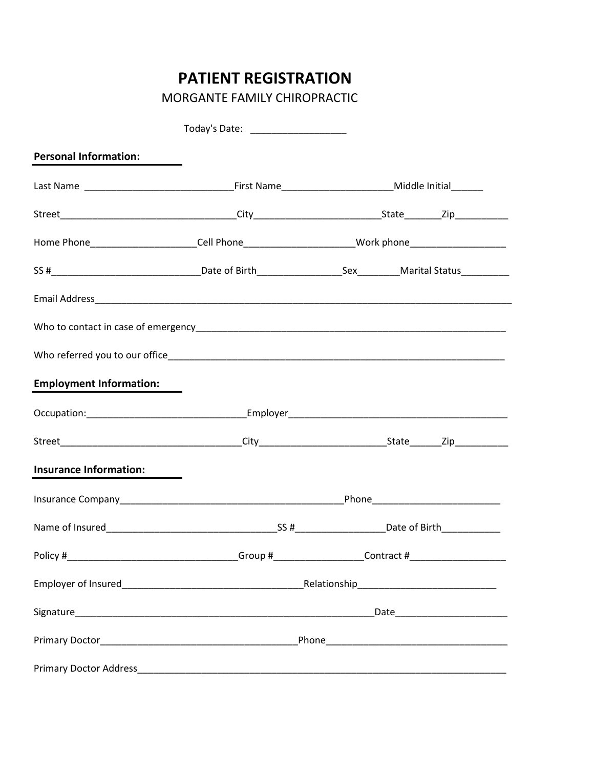# PATIENT REGISTRATION

MORGANTE FAMILY CHIROPRACTIC

Today's Date: _________________

**Personal Information:**

Last Name ___________________________First Name____________________Middle Initial______

Street_________________________________City________________________State_______Zip__________

Home Phone____________________Cell Phone_____________________Work phone__________________

SS #____________________________Date of Birth________________Sex________Marital Status_________

Email Address_____________________________________________________________________________

Who to contact in case of emergency____________________________________________________________

Who referred you to our office_________________________________________________________________

**Employment Information:**

Occupation:______________________________Employer__________________________________________

Street__________________________________City________________________State______Zip__________

**Insurance Information:**

Insurance Company__________________________________________Phone_________________________

Name of Insured_________________________________SS #_________________Date of Birth___________

Policy #________________________________Group #_________________Contract #__________________

Employer of Insured__________________________________Relationship__________________________

Signature____________________________________________________________Date______________________

Primary Doctor_____________________________________Phone__________________________________

Primary Doctor Address_____________________________________________________________________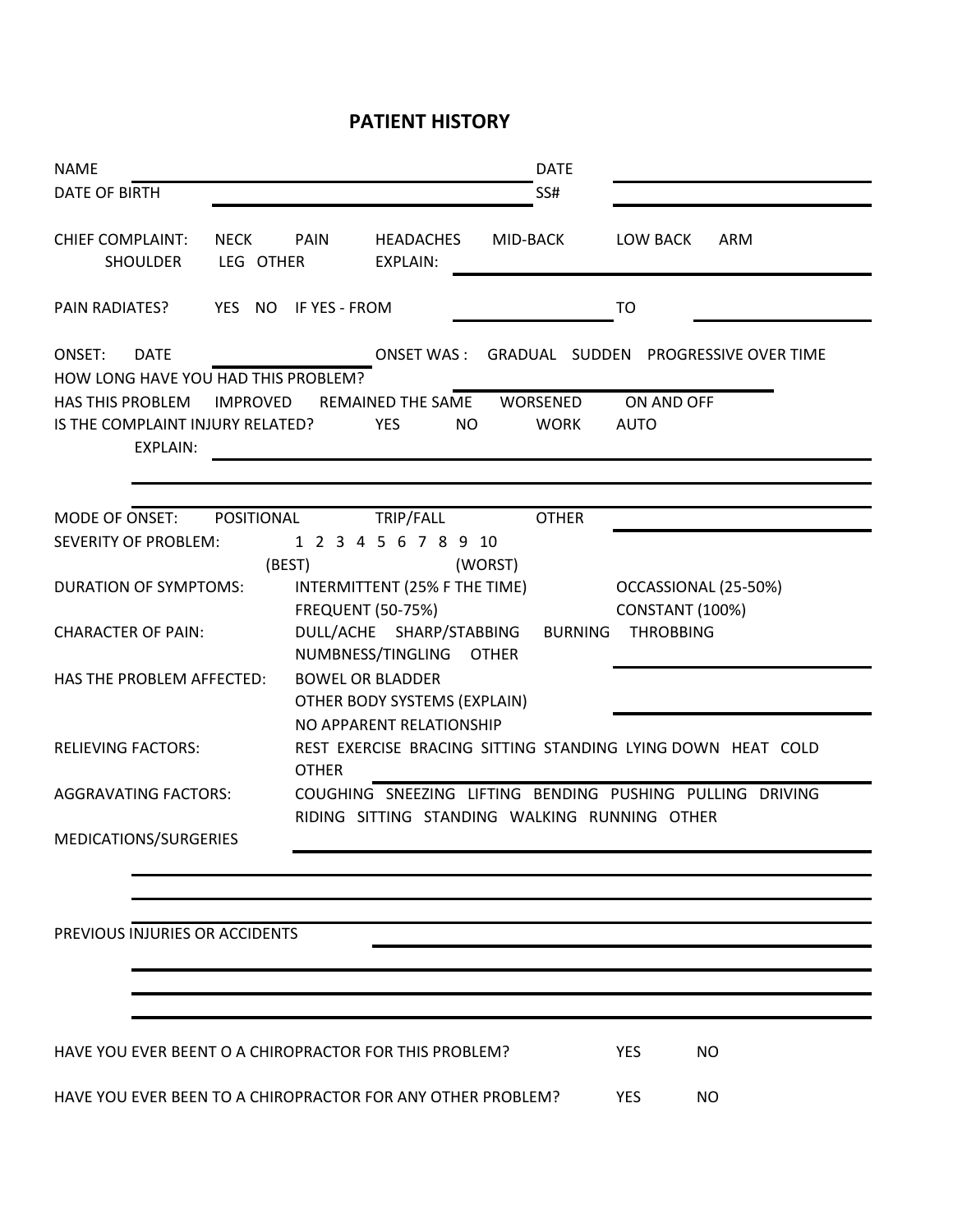# PATIENT HISTORY

NAME ______________________________ DATE ______________________

DATE OF BIRTH ______________________ SS# ______________________

CHIEF COMPLAINT: NECK PAIN HEADACHES MID-BACK LOW BACK ARM SHOULDER LEG OTHER EXPLAIN: ______________________

PAIN RADIATES? YES NO IF YES - FROM ______________ TO ______________

ONSET: DATE ______________ ONSET WAS : GRADUAL SUDDEN PROGRESSIVE OVER TIME

HOW LONG HAVE YOU HAD THIS PROBLEM? ______________________

HAS THIS PROBLEM IMPROVED REMAINED THE SAME WORSENED ON AND OFF

IS THE COMPLAINT INJURY RELATED? YES NO WORK AUTO

EXPLAIN: ______________________________________________

______________________________________________

______________________________________________

MODE OF ONSET: POSITIONAL TRIP/FALL OTHER ______________________

SEVERITY OF PROBLEM: 1 2 3 4 5 6 7 8 9 10 (BEST) (WORST)

DURATION OF SYMPTOMS: INTERMITTENT (25% F THE TIME) OCCASSIONAL (25-50%) FREQUENT (50-75%) CONSTANT (100%)

CHARACTER OF PAIN: DULL/ACHE SHARP/STABBING BURNING THROBBING NUMBNESS/TINGLING OTHER ______________________

HAS THE PROBLEM AFFECTED: BOWEL OR BLADDER

OTHER BODY SYSTEMS (EXPLAIN) ______________________

NO APPARENT RELATIONSHIP

RELIEVING FACTORS: REST EXERCISE BRACING SITTING STANDING LYING DOWN HEAT COLD OTHER ______________________

AGGRAVATING FACTORS: COUGHING SNEEZING LIFTING BENDING PUSHING PULLING DRIVING RIDING SITTING STANDING WALKING RUNNING OTHER

MEDICATIONS/SURGERIES ______________________________________________

______________________________________________

______________________________________________

PREVIOUS INJURIES OR ACCIDENTS ______________________________________________

______________________________________________

______________________________________________

HAVE YOU EVER BEENT O A CHIROPRACTOR FOR THIS PROBLEM? YES NO

HAVE YOU EVER BEEN TO A CHIROPRACTOR FOR ANY OTHER PROBLEM? YES NO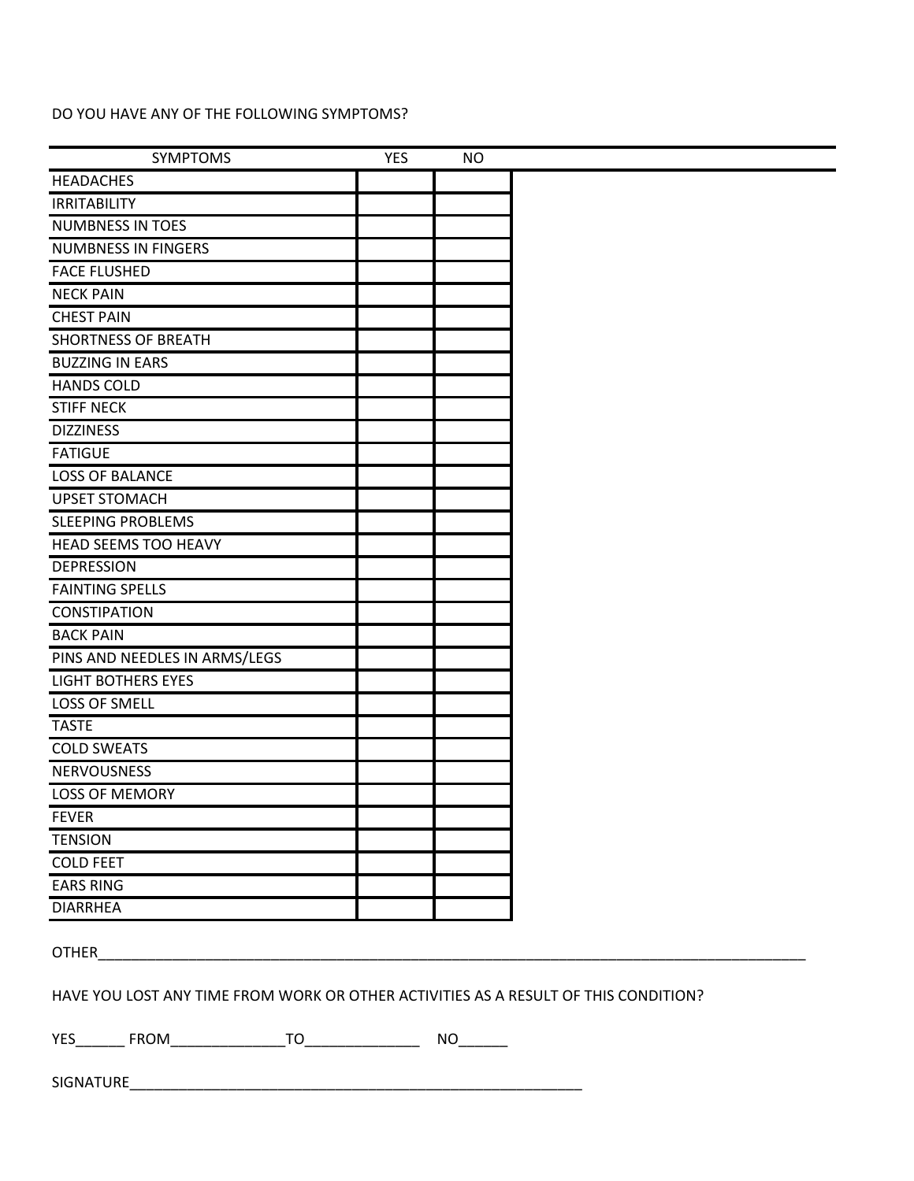DO YOU HAVE ANY OF THE FOLLOWING SYMPTOMS?

| SYMPTOMS | YES | NO |
|---|---|---|
| HEADACHES | | |
| IRRITABILITY | | |
| NUMBNESS IN TOES | | |
| NUMBNESS IN FINGERS | | |
| FACE FLUSHED | | |
| NECK PAIN | | |
| CHEST PAIN | | |
| SHORTNESS OF BREATH | | |
| BUZZING IN EARS | | |
| HANDS COLD | | |
| STIFF NECK | | |
| DIZZINESS | | |
| FATIGUE | | |
| LOSS OF BALANCE | | |
| UPSET STOMACH | | |
| SLEEPING PROBLEMS | | |
| HEAD SEEMS TOO HEAVY | | |
| DEPRESSION | | |
| FAINTING SPELLS | | |
| CONSTIPATION | | |
| BACK PAIN | | |
| PINS AND NEEDLES IN ARMS/LEGS | | |
| LIGHT BOTHERS EYES | | |
| LOSS OF SMELL | | |
| TASTE | | |
| COLD SWEATS | | |
| NERVOUSNESS | | |
| LOSS OF MEMORY | | |
| FEVER | | |
| TENSION | | |
| COLD FEET | | |
| EARS RING | | |
| DIARRHEA | | |

OTHER_______________________________________________________________________________________

HAVE YOU LOST ANY TIME FROM WORK OR OTHER ACTIVITIES AS A RESULT OF THIS CONDITION?

YES______ FROM______________TO______________ NO______

SIGNATURE___________________________________________________________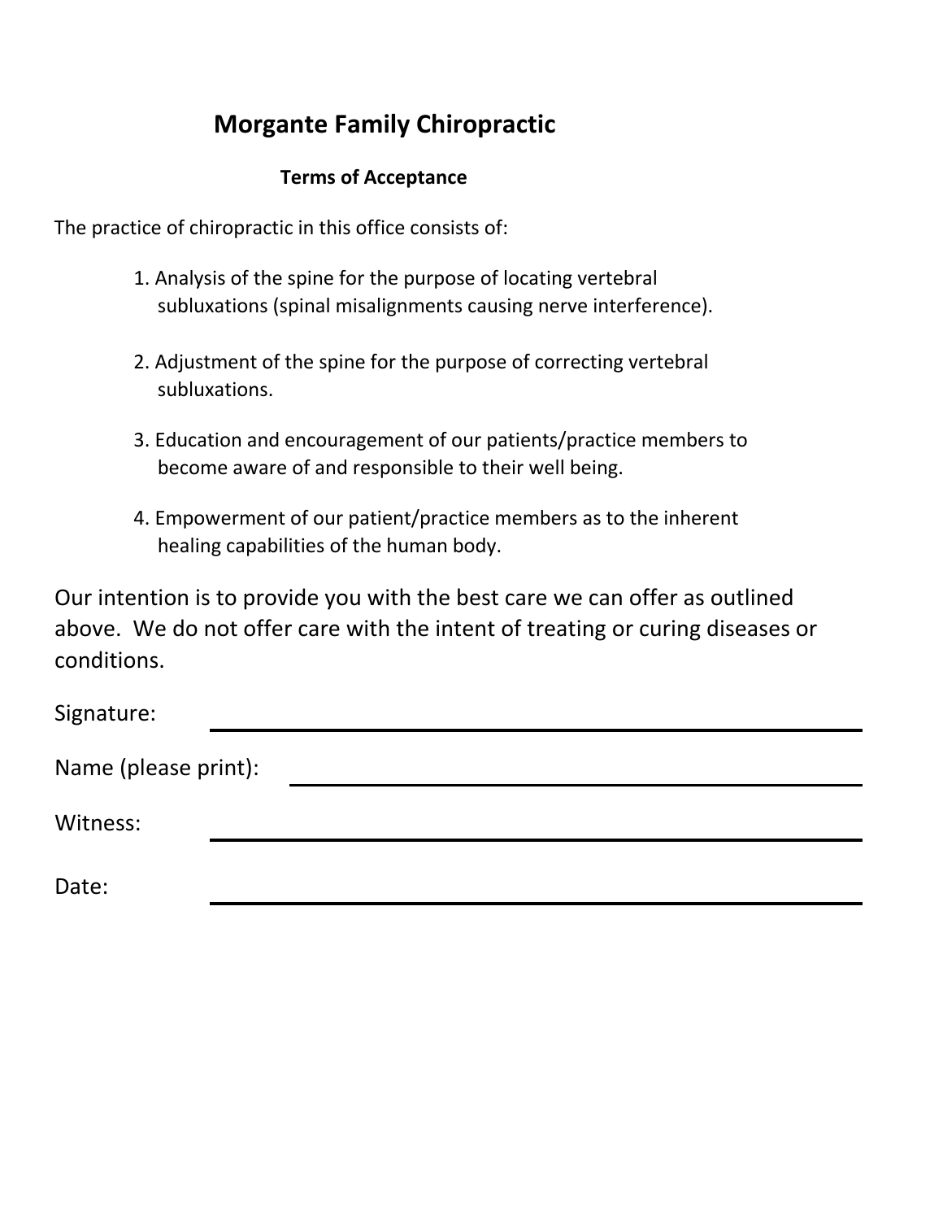# Morgante Family Chiropractic

### Terms of Acceptance

The practice of chiropractic in this office consists of:

1. Analysis of the spine for the purpose of locating vertebral subluxations (spinal misalignments causing nerve interference).

2. Adjustment of the spine for the purpose of correcting vertebral subluxations.

3. Education and encouragement of our patients/practice members to become aware of and responsible to their well being.

4. Empowerment of our patient/practice members as to the inherent healing capabilities of the human body.

Our intention is to provide you with the best care we can offer as outlined above. We do not offer care with the intent of treating or curing diseases or conditions.

Signature: ______________________________

Name (please print): ______________________________

Witness: ______________________________

Date: ______________________________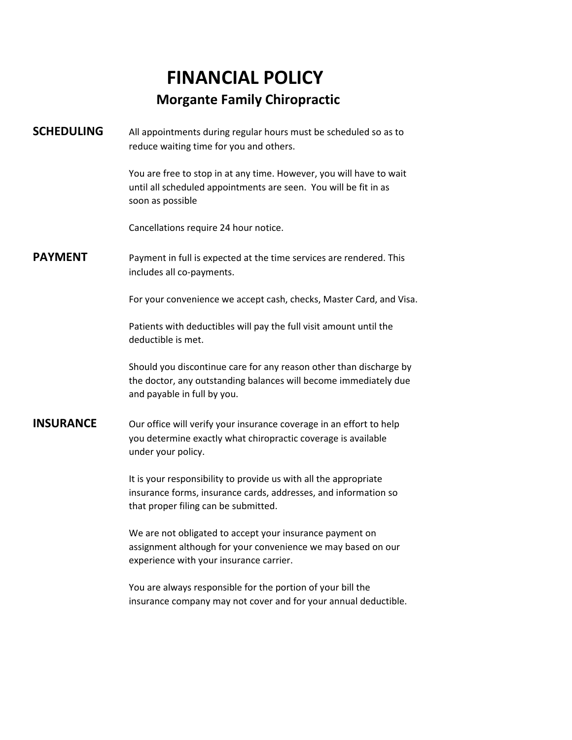# FINANCIAL POLICY

## Morgante Family Chiropractic

**SCHEDULING**

All appointments during regular hours must be scheduled so as to reduce waiting time for you and others.

You are free to stop in at any time. However, you will have to wait until all scheduled appointments are seen. You will be fit in as soon as possible

Cancellations require 24 hour notice.

**PAYMENT**

Payment in full is expected at the time services are rendered. This includes all co-payments.

For your convenience we accept cash, checks, Master Card, and Visa.

Patients with deductibles will pay the full visit amount until the deductible is met.

Should you discontinue care for any reason other than discharge by the doctor, any outstanding balances will become immediately due and payable in full by you.

**INSURANCE**

Our office will verify your insurance coverage in an effort to help you determine exactly what chiropractic coverage is available under your policy.

It is your responsibility to provide us with all the appropriate insurance forms, insurance cards, addresses, and information so that proper filing can be submitted.

We are not obligated to accept your insurance payment on assignment although for your convenience we may based on our experience with your insurance carrier.

You are always responsible for the portion of your bill the insurance company may not cover and for your annual deductible.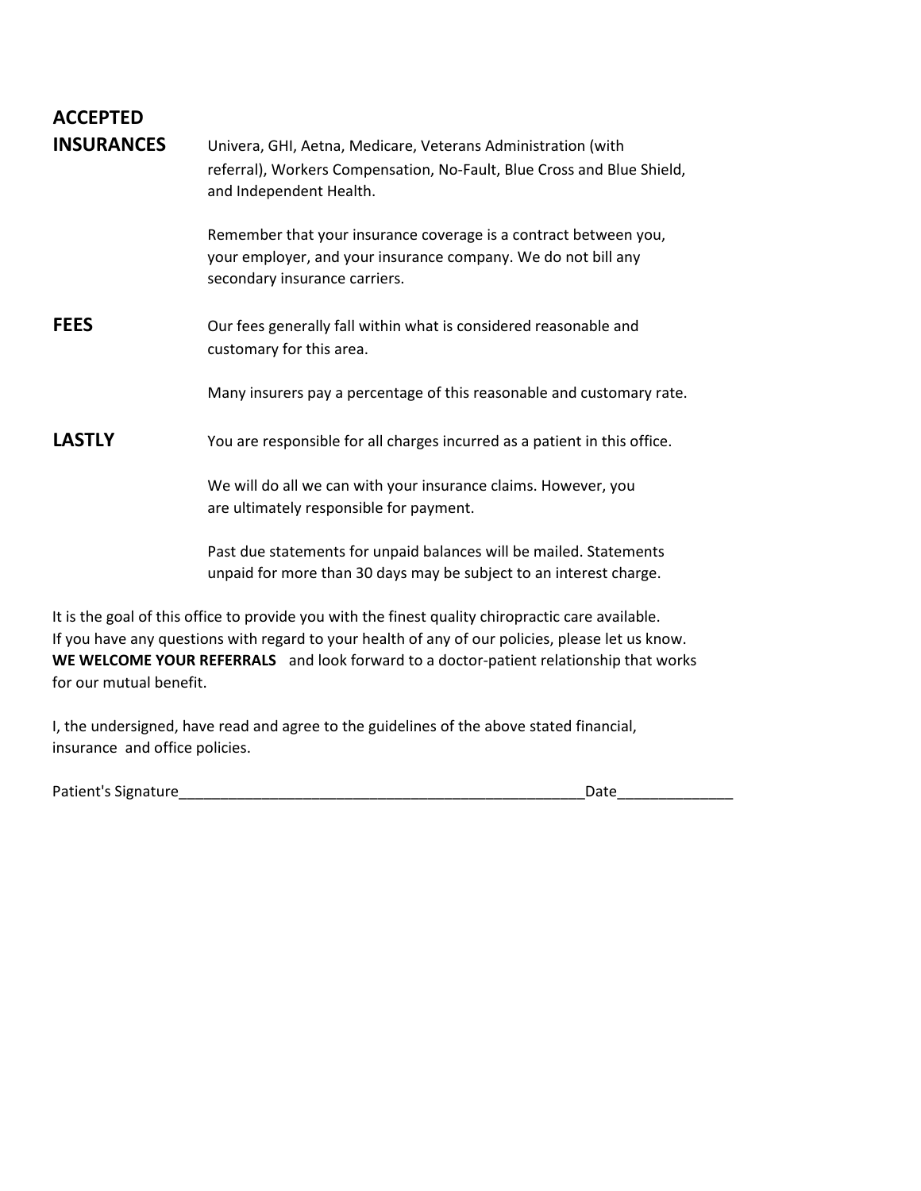**ACCEPTED INSURANCES**

Univera, GHI, Aetna, Medicare, Veterans Administration (with referral), Workers Compensation, No-Fault, Blue Cross and Blue Shield, and Independent Health.

Remember that your insurance coverage is a contract between you, your employer, and your insurance company. We do not bill any secondary insurance carriers.

**FEES**

Our fees generally fall within what is considered reasonable and customary for this area.

Many insurers pay a percentage of this reasonable and customary rate.

**LASTLY**

You are responsible for all charges incurred as a patient in this office.

We will do all we can with your insurance claims. However, you are ultimately responsible for payment.

Past due statements for unpaid balances will be mailed. Statements unpaid for more than 30 days may be subject to an interest charge.

It is the goal of this office to provide you with the finest quality chiropractic care available. If you have any questions with regard to your health of any of our policies, please let us know. **WE WELCOME YOUR REFERRALS** and look forward to a doctor-patient relationship that works for our mutual benefit.

I, the undersigned, have read and agree to the guidelines of the above stated financial, insurance and office policies.

Patient's Signature___________________________________________________Date______________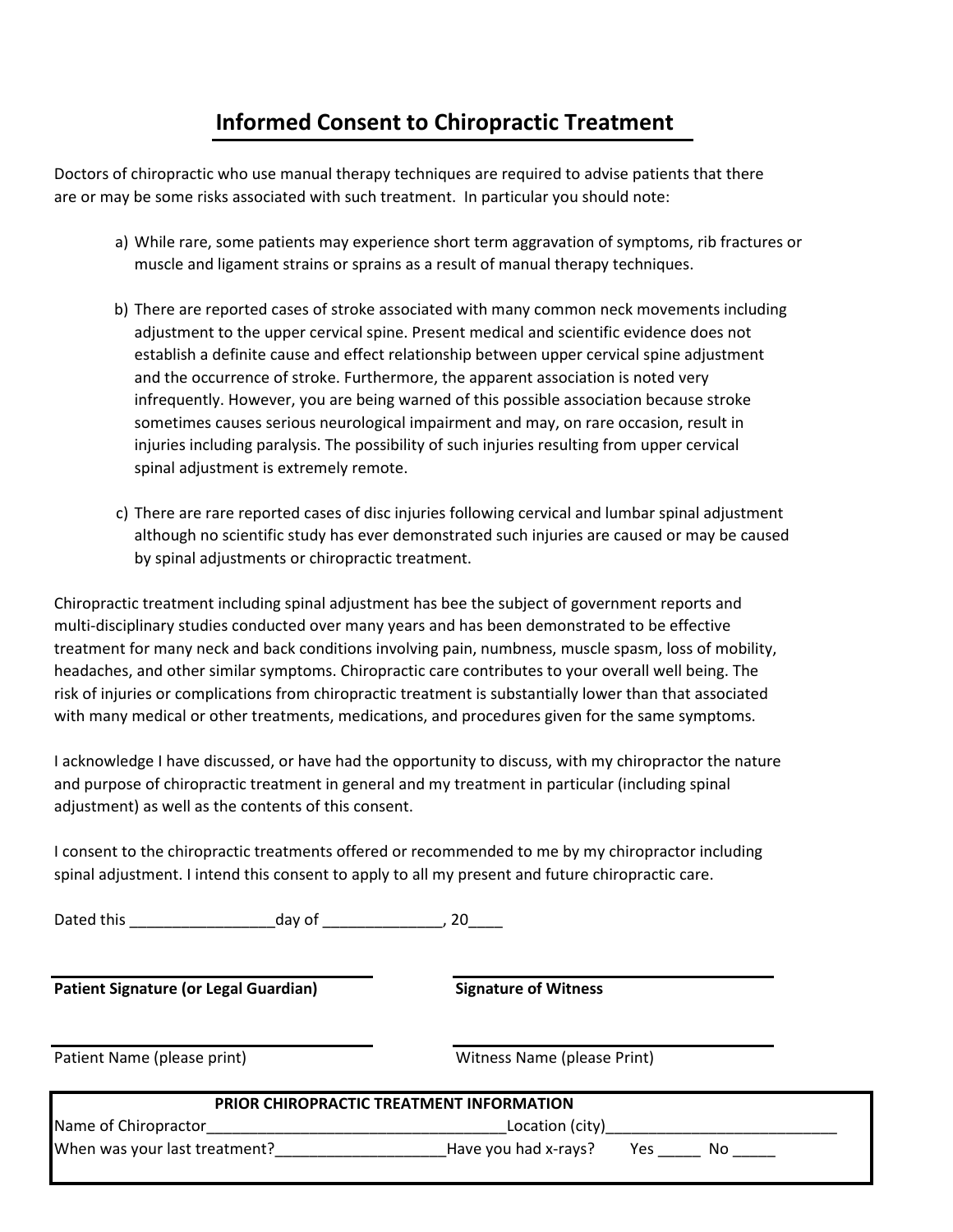# Informed Consent to Chiropractic Treatment

Doctors of chiropractic who use manual therapy techniques are required to advise patients that there are or may be some risks associated with such treatment. In particular you should note:

a) While rare, some patients may experience short term aggravation of symptoms, rib fractures or muscle and ligament strains or sprains as a result of manual therapy techniques.

b) There are reported cases of stroke associated with many common neck movements including adjustment to the upper cervical spine. Present medical and scientific evidence does not establish a definite cause and effect relationship between upper cervical spine adjustment and the occurrence of stroke. Furthermore, the apparent association is noted very infrequently. However, you are being warned of this possible association because stroke sometimes causes serious neurological impairment and may, on rare occasion, result in injuries including paralysis. The possibility of such injuries resulting from upper cervical spinal adjustment is extremely remote.

c) There are rare reported cases of disc injuries following cervical and lumbar spinal adjustment although no scientific study has ever demonstrated such injuries are caused or may be caused by spinal adjustments or chiropractic treatment.

Chiropractic treatment including spinal adjustment has bee the subject of government reports and multi-disciplinary studies conducted over many years and has been demonstrated to be effective treatment for many neck and back conditions involving pain, numbness, muscle spasm, loss of mobility, headaches, and other similar symptoms. Chiropractic care contributes to your overall well being. The risk of injuries or complications from chiropractic treatment is substantially lower than that associated with many medical or other treatments, medications, and procedures given for the same symptoms.

I acknowledge I have discussed, or have had the opportunity to discuss, with my chiropractor the nature and purpose of chiropractic treatment in general and my treatment in particular (including spinal adjustment) as well as the contents of this consent.

I consent to the chiropractic treatments offered or recommended to me by my chiropractor including spinal adjustment. I intend this consent to apply to all my present and future chiropractic care.

Dated this _________________day of ______________, 20____

______________________________ ______________________________

**Patient Signature (or Legal Guardian)** **Signature of Witness**

______________________________ ______________________________

Patient Name (please print) Witness Name (please Print)

**PRIOR CHIROPRACTIC TREATMENT INFORMATION**

Name of Chiropractor___________________________________Location (city)___________________________

When was your last treatment?____________________Have you had x-rays? Yes _____ No _____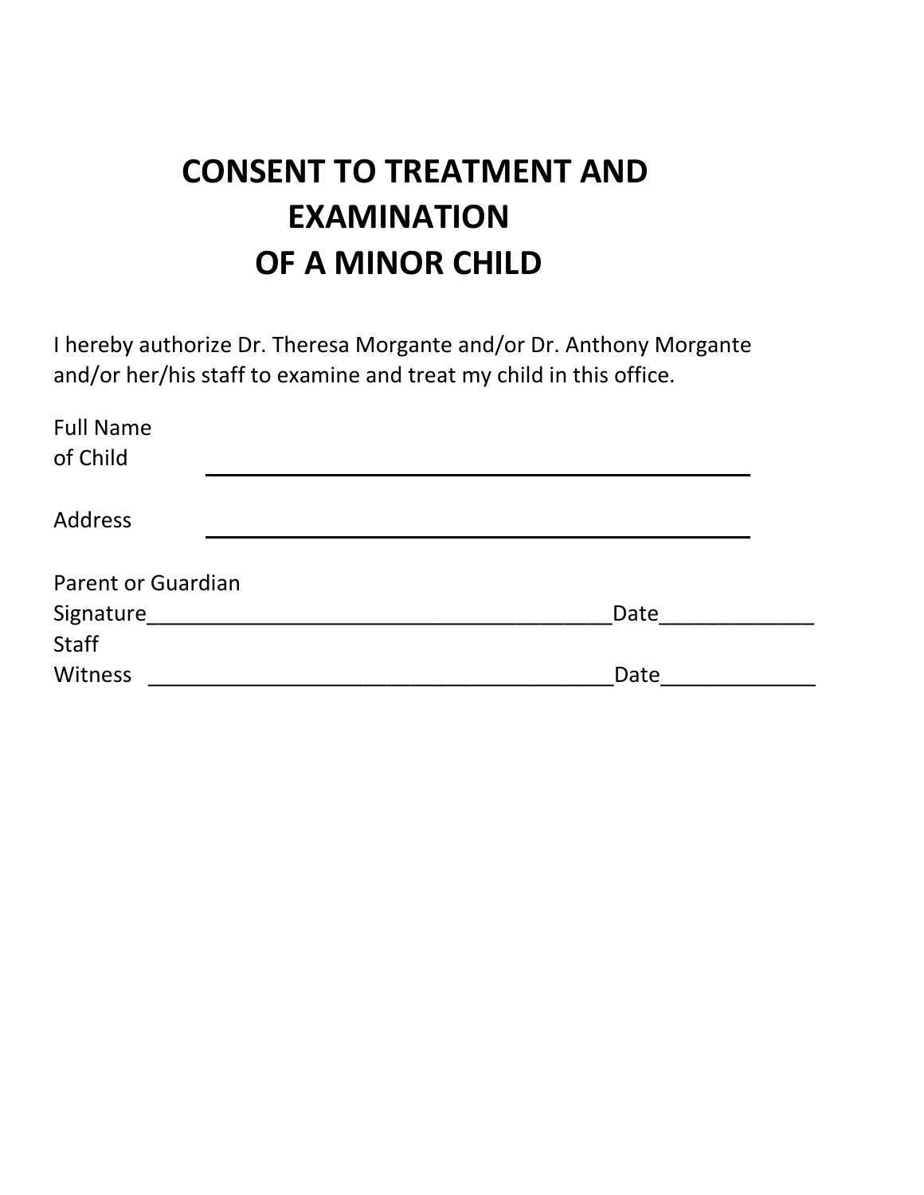# CONSENT TO TREATMENT AND EXAMINATION OF A MINOR CHILD

I hereby authorize Dr. Theresa Morgante and/or Dr. Anthony Morgante and/or her/his staff to examine and treat my child in this office.

Full Name of Child ____________________________________________

Address ____________________________________________

Parent or Guardian Signature________________________________________Date_____________

Staff Witness ________________________________________Date_____________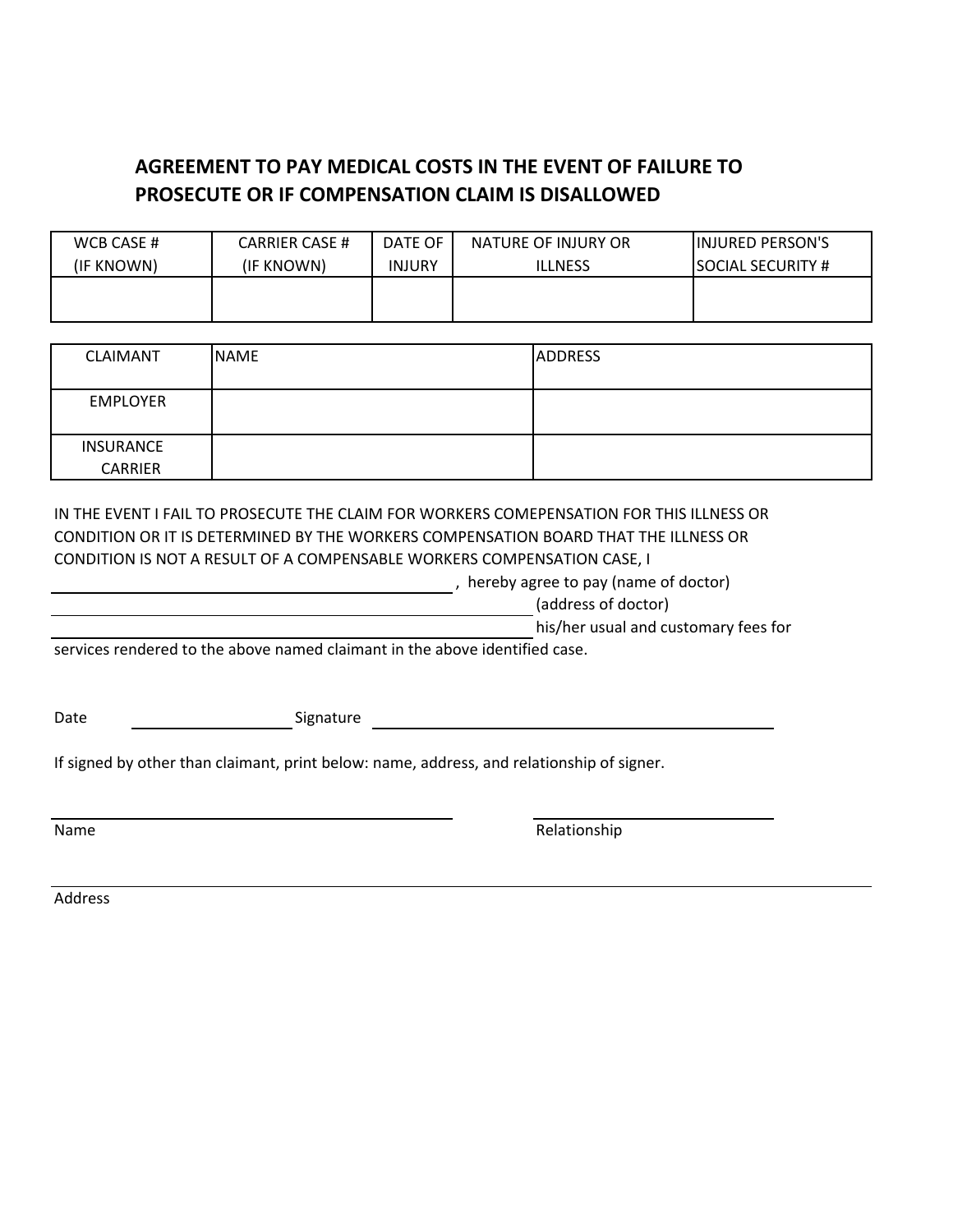# AGREEMENT TO PAY MEDICAL COSTS IN THE EVENT OF FAILURE TO PROSECUTE OR IF COMPENSATION CLAIM IS DISALLOWED

| WCB CASE # (IF KNOWN) | CARRIER CASE # (IF KNOWN) | DATE OF INJURY | NATURE OF INJURY OR ILLNESS | INJURED PERSON'S SOCIAL SECURITY # |
|---|---|---|---|---|
| | | | | |

| | | |
|---|---|---|
| CLAIMANT | NAME | ADDRESS |
| EMPLOYER | | |
| INSURANCE CARRIER | | |

IN THE EVENT I FAIL TO PROSECUTE THE CLAIM FOR WORKERS COMEPENSATION FOR THIS ILLNESS OR CONDITION OR IT IS DETERMINED BY THE WORKERS COMPENSATION BOARD THAT THE ILLNESS OR CONDITION IS NOT A RESULT OF A COMPENSABLE WORKERS COMPENSATION CASE, I

______________________________, hereby agree to pay (name of doctor)

______________________________ (address of doctor)

______________________________ his/her usual and customary fees for

services rendered to the above named claimant in the above identified case.

Date ______________ Signature ______________________________

If signed by other than claimant, print below: name, address, and relationship of signer.

______________________________ ______________________

Name Relationship

______________________________________________________

Address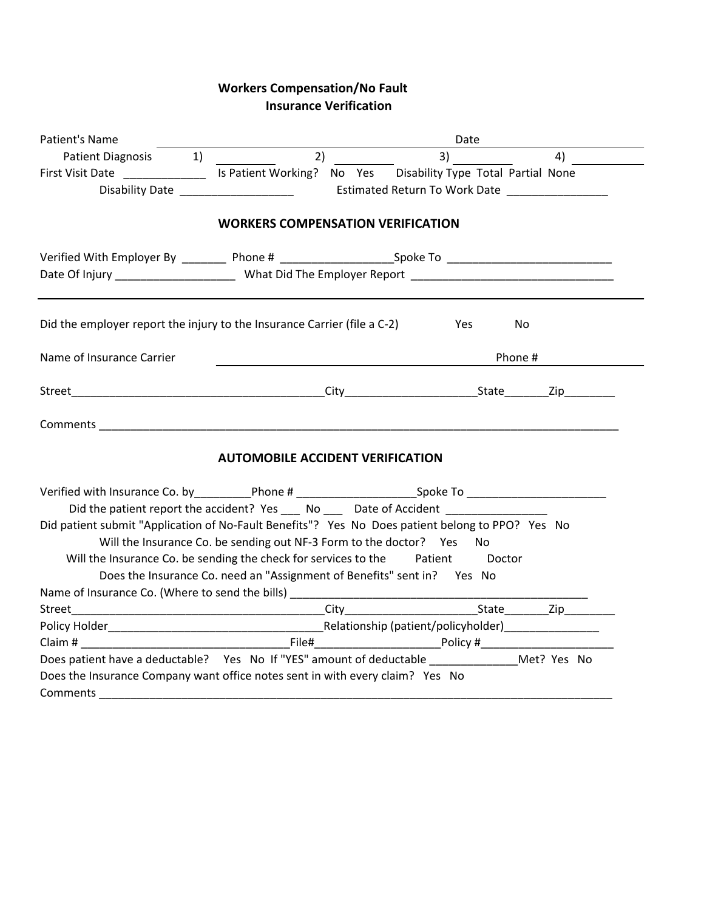# Workers Compensation/No Fault
## Insurance Verification

Patient's Name ______________________________ Date ____________

Patient Diagnosis 1) __________ 2) __________ 3) __________ 4) __________

First Visit Date _____________ Is Patient Working? No Yes Disability Type Total Partial None

Disability Date __________________ Estimated Return To Work Date ________________

## WORKERS COMPENSATION VERIFICATION

Verified With Employer By _______ Phone # _________________Spoke To _________________________

Date Of Injury ___________________ What Did The Employer Report ________________________________

---

Did the employer report the injury to the Insurance Carrier (file a C-2) Yes No

Name of Insurance Carrier ______________________________ Phone # ____________

Street________________________________________City_____________________State_______Zip________

Comments ____________________________________________________________________________________

## AUTOMOBILE ACCIDENT VERIFICATION

Verified with Insurance Co. by_________Phone # ___________________Spoke To ______________________

Did the patient report the accident? Yes ___ No ___ Date of Accident ________________

Did patient submit "Application of No-Fault Benefits"? Yes No Does patient belong to PPO? Yes No

Will the Insurance Co. be sending out NF-3 Form to the doctor? Yes No

Will the Insurance Co. be sending the check for services to the Patient Doctor

Does the Insurance Co. need an "Assignment of Benefits" sent in? Yes No

Name of Insurance Co. (Where to send the bills) ________________________________________________

Street________________________________________City_____________________State_______Zip________

Policy Holder___________________________________Relationship (patient/policyholder)_______________

Claim # _________________________________File#___________________Policy #_____________________

Does patient have a deductable? Yes No If "YES" amount of deductable ______________Met? Yes No

Does the Insurance Company want office notes sent in with every claim? Yes No

Comments ____________________________________________________________________________________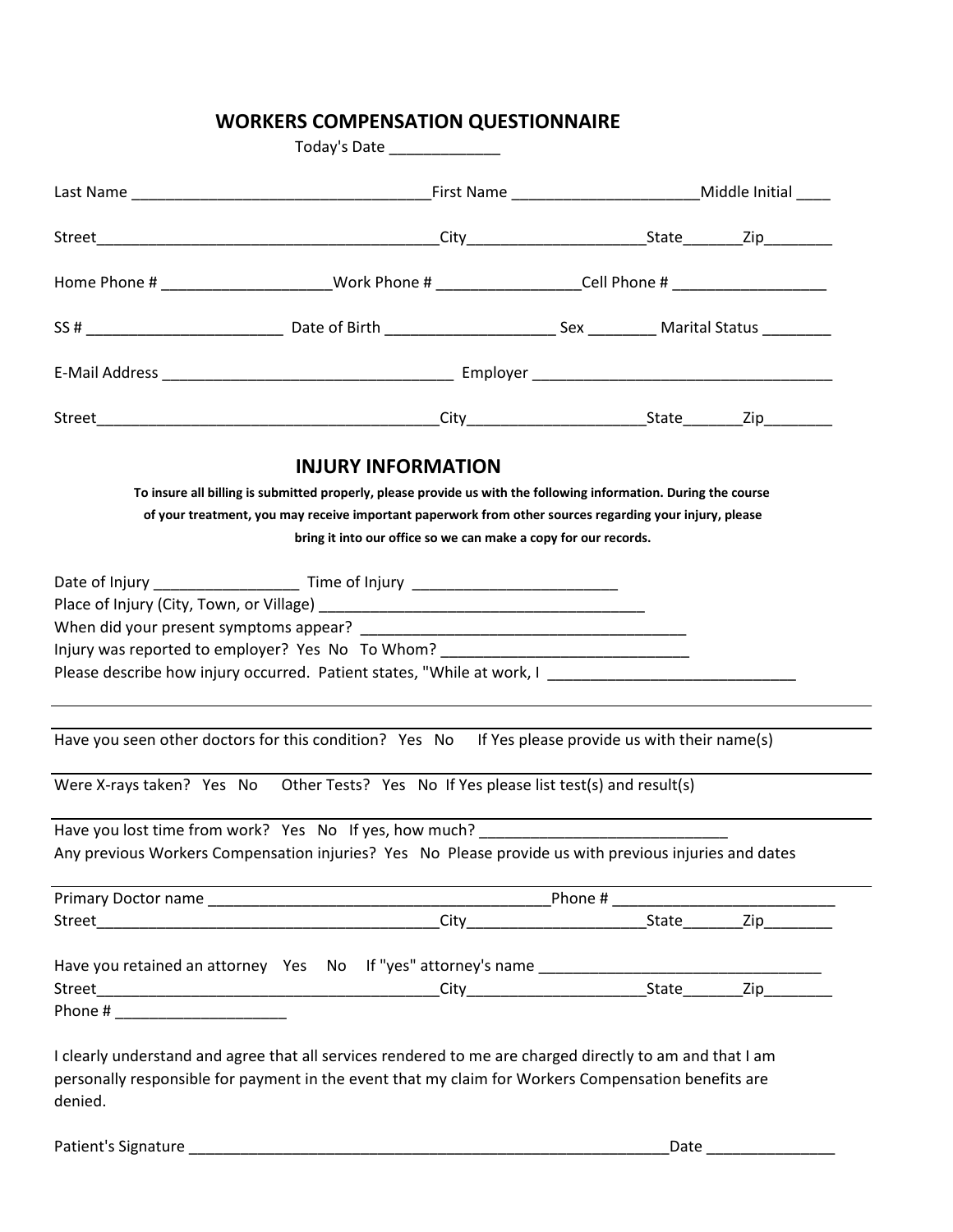# WORKERS COMPENSATION QUESTIONNAIRE

Today's Date _____________

Last Name ___________________________________First Name _____________________Middle Initial ____

Street________________________________________City____________________State_______Zip________

Home Phone # ___________________Work Phone # ________________Cell Phone # _________________

SS # ______________________ Date of Birth ___________________ Sex ________ Marital Status ________

E-Mail Address _________________________________ Employer __________________________________

Street________________________________________City____________________State_______Zip________

## INJURY INFORMATION

**To insure all billing is submitted properly, please provide us with the following information. During the course of your treatment, you may receive important paperwork from other sources regarding your injury, please bring it into our office so we can make a copy for our records.**

Date of Injury ________________ Time of Injury _______________________

Place of Injury (City, Town, or Village) ______________________________________

When did your present symptoms appear? ______________________________________

Injury was reported to employer? Yes No To Whom? _____________________________

Please describe how injury occurred. Patient states, "While at work, I ____________________________

Have you seen other doctors for this condition? Yes No If Yes please provide us with their name(s)

Were X-rays taken? Yes No Other Tests? Yes No If Yes please list test(s) and result(s)

Have you lost time from work? Yes No If yes, how much? ____________________________

Any previous Workers Compensation injuries? Yes No Please provide us with previous injuries and dates

Primary Doctor name ________________________________________Phone # _________________________

Street________________________________________City____________________State_______Zip________

Have you retained an attorney Yes No If "yes" attorney's name ________________________________

Street________________________________________City____________________State_______Zip________

Phone # ___________________

I clearly understand and agree that all services rendered to me are charged directly to am and that I am personally responsible for payment in the event that my claim for Workers Compensation benefits are denied.

Patient's Signature _________________________________________________________Date _______________